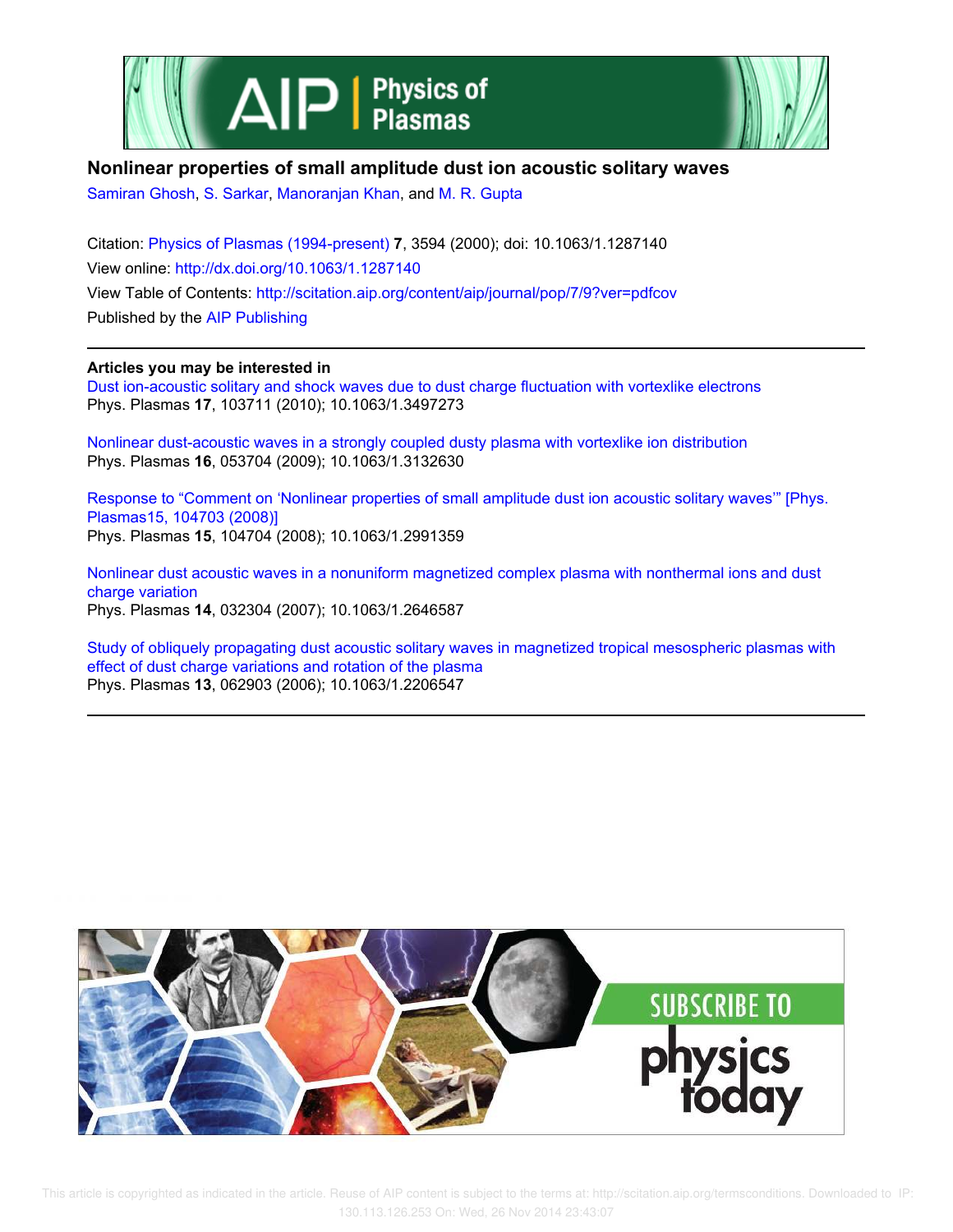# Nonlinear properties of small amplitude dust ion acoustic solitary waves

Samiran Ghosh, S. Sarkar, Manoranjan Khan, and M. R. Gupta

Citation: Physics of Plasmas (1994-present) **7**, 3594 (2000); doi: 10.1063/1.1287140

View online: http://dx.doi.org/10.1063/1.1287140

View Table of Contents: http://scitation.aip.org/content/aip/journal/pop/7/9?ver=pdfcov

Published by the AIP Publishing

**Articles you may be interested in**

Dust ion-acoustic solitary and shock waves due to dust charge fluctuation with vortexlike electrons
Phys. Plasmas **17**, 103711 (2010); 10.1063/1.3497273

Nonlinear dust-acoustic waves in a strongly coupled dusty plasma with vortexlike ion distribution
Phys. Plasmas **16**, 053704 (2009); 10.1063/1.3132630

Response to "Comment on 'Nonlinear properties of small amplitude dust ion acoustic solitary waves'" [Phys. Plasmas15, 104703 (2008)]
Phys. Plasmas **15**, 104704 (2008); 10.1063/1.2991359

Nonlinear dust acoustic waves in a nonuniform magnetized complex plasma with nonthermal ions and dust charge variation
Phys. Plasmas **14**, 032304 (2007); 10.1063/1.2646587

Study of obliquely propagating dust acoustic solitary waves in magnetized tropical mesospheric plasmas with effect of dust charge variations and rotation of the plasma
Phys. Plasmas **13**, 062903 (2006); 10.1063/1.2206547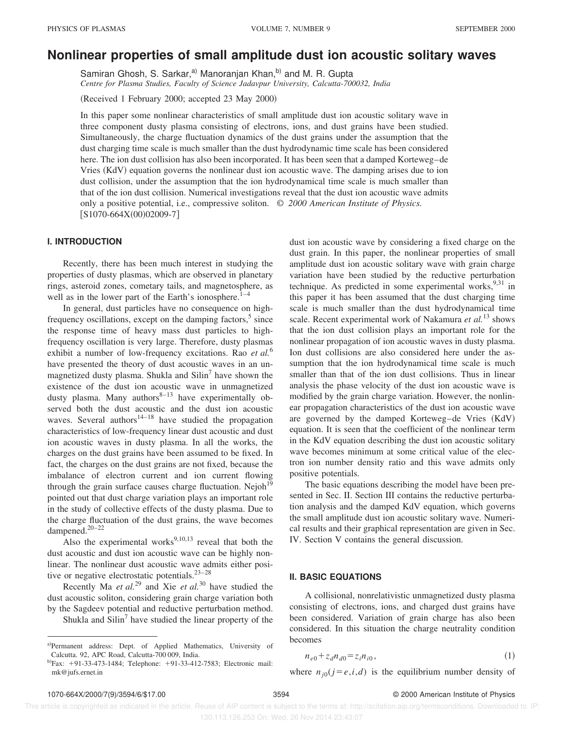# Nonlinear properties of small amplitude dust ion acoustic solitary waves

Samiran Ghosh, S. Sarkar,[a] Manoranjan Khan,[b] and M. R. Gupta

*Centre for Plasma Studies, Faculty of Science Jadavpur University, Calcutta-700032, India*

(Received 1 February 2000; accepted 23 May 2000)

In this paper some nonlinear characteristics of small amplitude dust ion acoustic solitary wave in three component dusty plasma consisting of electrons, ions, and dust grains have been studied. Simultaneously, the charge fluctuation dynamics of the dust grains under the assumption that the dust charging time scale is much smaller than the dust hydrodynamic time scale has been considered here. The ion dust collision has also been incorporated. It has been seen that a damped Korteweg–de Vries (KdV) equation governs the nonlinear dust ion acoustic wave. The damping arises due to ion dust collision, under the assumption that the ion hydrodynamical time scale is much smaller than that of the ion dust collision. Numerical investigations reveal that the dust ion acoustic wave admits only a positive potential, i.e., compressive soliton. © *2000 American Institute of Physics.* [S1070-664X(00)02009-7]

## I. INTRODUCTION

Recently, there has been much interest in studying the properties of dusty plasmas, which are observed in planetary rings, asteroid zones, cometary tails, and magnetosphere, as well as in the lower part of the Earth's ionosphere.[1–4]

In general, dust particles have no consequence on high-frequency oscillations, except on the damping factors,[5] since the response time of heavy mass dust particles to high-frequency oscillation is very large. Therefore, dusty plasmas exhibit a number of low-frequency excitations. Rao *et al.*[6] have presented the theory of dust acoustic waves in an unmagnetized dusty plasma. Shukla and Silin[7] have shown the existence of the dust ion acoustic wave in unmagnetized dusty plasma. Many authors[8–13] have experimentally observed both the dust acoustic and the dust ion acoustic waves. Several authors[14–18] have studied the propagation characteristics of low-frequency linear dust acoustic and dust ion acoustic waves in dusty plasma. In all the works, the charges on the dust grains have been assumed to be fixed. In fact, the charges on the dust grains are not fixed, because the imbalance of electron current and ion current flowing through the grain surface causes charge fluctuation. Nejoh[19] pointed out that dust charge variation plays an important role in the study of collective effects of the dusty plasma. Due to the charge fluctuation of the dust grains, the wave becomes dampened.[20–22]

Also the experimental works[9,10,13] reveal that both the dust acoustic and dust ion acoustic wave can be highly nonlinear. The nonlinear dust acoustic wave admits either positive or negative electrostatic potentials.[23–28]

Recently Ma *et al.*[29] and Xie *et al.*[30] have studied the dust acoustic soliton, considering grain charge variation both by the Sagdeev potential and reductive perturbation method.

Shukla and Silin[7] have studied the linear property of the dust ion acoustic wave by considering a fixed charge on the dust grain. In this paper, the nonlinear properties of small amplitude dust ion acoustic solitary wave with grain charge variation have been studied by the reductive perturbation technique. As predicted in some experimental works,[9,31] in this paper it has been assumed that the dust charging time scale is much smaller than the dust hydrodynamical time scale. Recent experimental work of Nakamura *et al.*[13] shows that the ion dust collision plays an important role for the nonlinear propagation of ion acoustic waves in dusty plasma. Ion dust collisions are also considered here under the assumption that the ion hydrodynamical time scale is much smaller than that of the ion dust collisions. Thus in linear analysis the phase velocity of the dust ion acoustic wave is modified by the grain charge variation. However, the nonlinear propagation characteristics of the dust ion acoustic wave are governed by the damped Korteweg–de Vries (KdV) equation. It is seen that the coefficient of the nonlinear term in the KdV equation describing the dust ion acoustic solitary wave becomes minimum at some critical value of the electron ion number density ratio and this wave admits only positive potentials.

The basic equations describing the model have been presented in Sec. II. Section III contains the reductive perturbation analysis and the damped KdV equation, which governs the small amplitude dust ion acoustic solitary wave. Numerical results and their graphical representation are given in Sec. IV. Section V contains the general discussion.

## II. BASIC EQUATIONS

A collisional, nonrelativistic unmagnetized dusty plasma consisting of electrons, ions, and charged dust grains have been considered. Variation of grain charge has also been considered. In this situation the charge neutrality condition becomes

$$n_{e0}+z_d n_{d0}=z_i n_{i0}, \tag{1}$$

where $n_{j0}(j=e,i,d)$ is the equilibrium number density of

---

[a]Permanent address: Dept. of Applied Mathematics, University of Calcutta. 92, APC Road, Calcutta-700 009, India.

[b]Fax: +91-33-473-1484; Telephone: +91-33-412-7583; Electronic mail: mk@jufs.ernet.in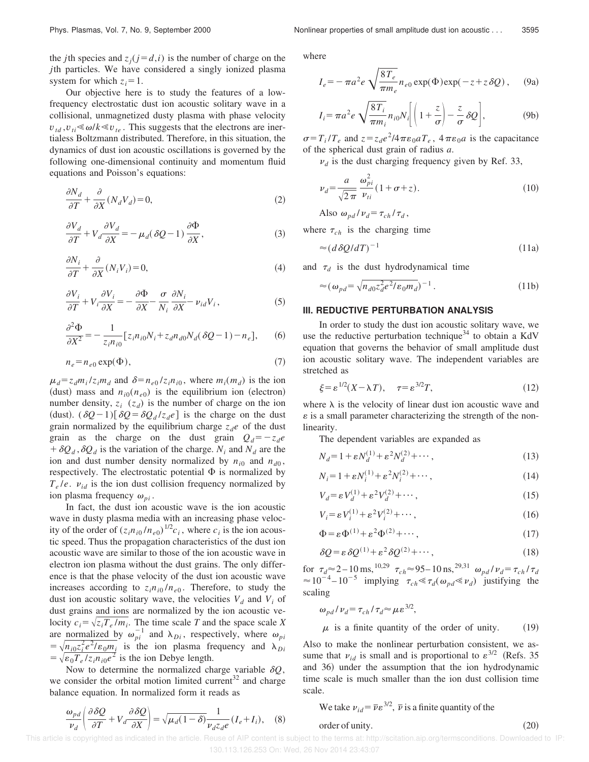the $j$th species and $z_j (j=d,i)$ is the number of charge on the $j$th particles. We have considered a singly ionized plasma system for which $z_i=1$.

Our objective here is to study the features of a low-frequency electrostatic dust ion acoustic solitary wave in a collisional, unmagnetized dusty plasma with phase velocity $v_{td}, v_{ti} \ll \omega/k \ll v_{te}$. This suggests that the electrons are inertialess Boltzmann distributed. Therefore, in this situation, the dynamics of dust ion acoustic oscillations is governed by the following one-dimensional continuity and momentum fluid equations and Poisson's equations:

$$\frac{\partial N_d}{\partial T} + \frac{\partial}{\partial X}(N_d V_d) = 0, \tag{2}$$

$$\frac{\partial V_d}{\partial T} + V_d \frac{\partial V_d}{\partial X} = -\mu_d(\delta Q - 1)\frac{\partial \Phi}{\partial X}, \tag{3}$$

$$\frac{\partial N_i}{\partial T} + \frac{\partial}{\partial X}(N_i V_i) = 0, \tag{4}$$

$$\frac{\partial V_i}{\partial T} + V_i \frac{\partial V_i}{\partial X} = -\frac{\partial \Phi}{\partial X} - \frac{\sigma}{N_i}\frac{\partial N_i}{\partial X} - \nu_{id} V_i, \tag{5}$$

$$\frac{\partial^2 \Phi}{\partial X^2} = -\frac{1}{z_i n_{i0}}[z_i n_{i0} N_i + z_d n_{d0} N_d(\delta Q - 1) - n_e], \tag{6}$$

$$n_e = n_{e0}\exp(\Phi), \tag{7}$$

$\mu_d = z_d m_i / z_i m_d$ and $\delta = n_{e0}/z_i n_{i0}$, where $m_i (m_d)$ is the ion (dust) mass and $n_{i0}(n_{e0})$ is the equilibrium ion (electron) number density, $z_i$ ($z_d$) is the number of charge on the ion (dust). $(\delta Q - 1)[\delta Q = \delta Q_d / z_d e]$ is the charge on the dust grain normalized by the equilibrium charge $z_d e$ of the dust grain as the charge on the dust grain $Q_d = -z_d e + \delta Q_d$, $\delta Q_d$ is the variation of the charge. $N_i$ and $N_d$ are the ion and dust number density normalized by $n_{i0}$ and $n_{d0}$, respectively. The electrostatic potential $\Phi$ is normalized by $T_e/e$. $\nu_{id}$ is the ion dust collision frequency normalized by ion plasma frequency $\omega_{pi}$.

In fact, the dust ion acoustic wave is the ion acoustic wave in dusty plasma media with an increasing phase velocity of the order of $(z_i n_{i0}/n_{e0})^{1/2} c_i$, where $c_i$ is the ion acoustic speed. Thus the propagation characteristics of the dust ion acoustic wave are similar to those of the ion acoustic wave in electron ion plasma without the dust grains. The only difference is that the phase velocity of the dust ion acoustic wave increases according to $z_i n_{i0}/n_{e0}$. Therefore, to study the dust ion acoustic solitary wave, the velocities $V_d$ and $V_i$ of dust grains and ions are normalized by the ion acoustic velocity $c_i = \sqrt{z_i T_e / m_i}$. The time scale $T$ and the space scale $X$ are normalized by $\omega_{pi}^{-1}$ and $\lambda_{Di}$, respectively, where $\omega_{pi} = \sqrt{n_{i0} z_i^2 e^2 / \varepsilon_0 m_i}$ is the ion plasma frequency and $\lambda_{Di} = \sqrt{\varepsilon_0 T_e / z_i n_{i0} e^2}$ is the ion Debye length.

Now to determine the normalized charge variable $\delta Q$, we consider the orbital motion limited current[32] and charge balance equation. In normalized form it reads as

$$\frac{\omega_{pd}}{\nu_d}\left(\frac{\partial \delta Q}{\partial T} + V_d \frac{\partial \delta Q}{\partial X}\right) = \sqrt{\mu_d(1-\delta)}\frac{1}{\nu_d z_d e}(I_e + I_i), \tag{8}$$

where

$$I_e = -\pi a^2 e \sqrt{\frac{8T_e}{\pi m_e}} n_{e0}\exp(\Phi)\exp(-z + z\delta Q), \tag{9a}$$

$$I_i = \pi a^2 e \sqrt{\frac{8T_i}{\pi m_i}} n_{i0} N_i \left[\left(1 + \frac{z}{\sigma}\right) - \frac{z}{\sigma}\delta Q\right], \tag{9b}$$

$\sigma = T_i/T_e$ and $z = z_d e^2 / 4\pi\varepsilon_0 a T_e$, $4\pi\varepsilon_0 a$ is the capacitance of the spherical dust grain of radius $a$.

$\nu_d$ is the dust charging frequency given by Ref. 33,

$$\nu_d = \frac{a}{\sqrt{2\pi}}\frac{\omega_{pi}^2}{\nu_{ti}}(1 + \sigma + z). \tag{10}$$

Also $\omega_{pd}/\nu_d = \tau_{ch}/\tau_d$,

where $\tau_{ch}$ is the charging time

$$\approx (d\,\delta Q/dT)^{-1} \tag{11a}$$

and $\tau_d$ is the dust hydrodynamical time

$$\approx \left(\omega_{pd} = \sqrt{n_{d0} z_d^2 e^2 / \varepsilon_0 m_d}\right)^{-1}. \tag{11b}$$

## III. REDUCTIVE PERTURBATION ANALYSIS

In order to study the dust ion acoustic solitary wave, we use the reductive perturbation technique[34] to obtain a KdV equation that governs the behavior of small amplitude dust ion acoustic solitary wave. The independent variables are stretched as

$$\xi = \varepsilon^{1/2}(X - \lambda T), \quad \tau = \varepsilon^{3/2} T, \tag{12}$$

where $\lambda$ is the velocity of linear dust ion acoustic wave and $\varepsilon$ is a small parameter characterizing the strength of the nonlinearity.

The dependent variables are expanded as

$$N_d = 1 + \varepsilon N_d^{(1)} + \varepsilon^2 N_d^{(2)} + \cdots, \tag{13}$$

$$N_i = 1 + \varepsilon N_i^{(1)} + \varepsilon^2 N_i^{(2)} + \cdots, \tag{14}$$

$$V_d = \varepsilon V_d^{(1)} + \varepsilon^2 V_d^{(2)} + \cdots, \tag{15}$$

$$V_i = \varepsilon V_i^{(1)} + \varepsilon^2 V_i^{(2)} + \cdots, \tag{16}$$

$$\Phi = \varepsilon \Phi^{(1)} + \varepsilon^2 \Phi^{(2)} + \cdots, \tag{17}$$

$$\delta Q = \varepsilon\,\delta Q^{(1)} + \varepsilon^2\,\delta Q^{(2)} + \cdots, \tag{18}$$

for $\tau_d \approx 2-10$ ms,[10,29] $\tau_{ch} \approx 95-10$ ns,[29,31] $\omega_{pd}/\nu_d = \tau_{ch}/\tau_d \approx 10^{-4}-10^{-5}$ implying $\tau_{ch} \ll \tau_d (\omega_{pd} \ll \nu_d)$ justifying the scaling

$$\omega_{pd}/\nu_d = \tau_{ch}/\tau_d \approx \mu\varepsilon^{3/2},$$

$\mu$ is a finite quantity of the order of unity. (19)

Also to make the nonlinear perturbation consistent, we assume that $\nu_{id}$ is small and is proportional to $\varepsilon^{3/2}$ (Refs. 35 and 36) under the assumption that the ion hydrodynamic time scale is much smaller than the ion dust collision time scale.

We take $\nu_{id} = \bar{\nu}\varepsilon^{3/2}$, $\bar{\nu}$ is a finite quantity of the order of unity. (20)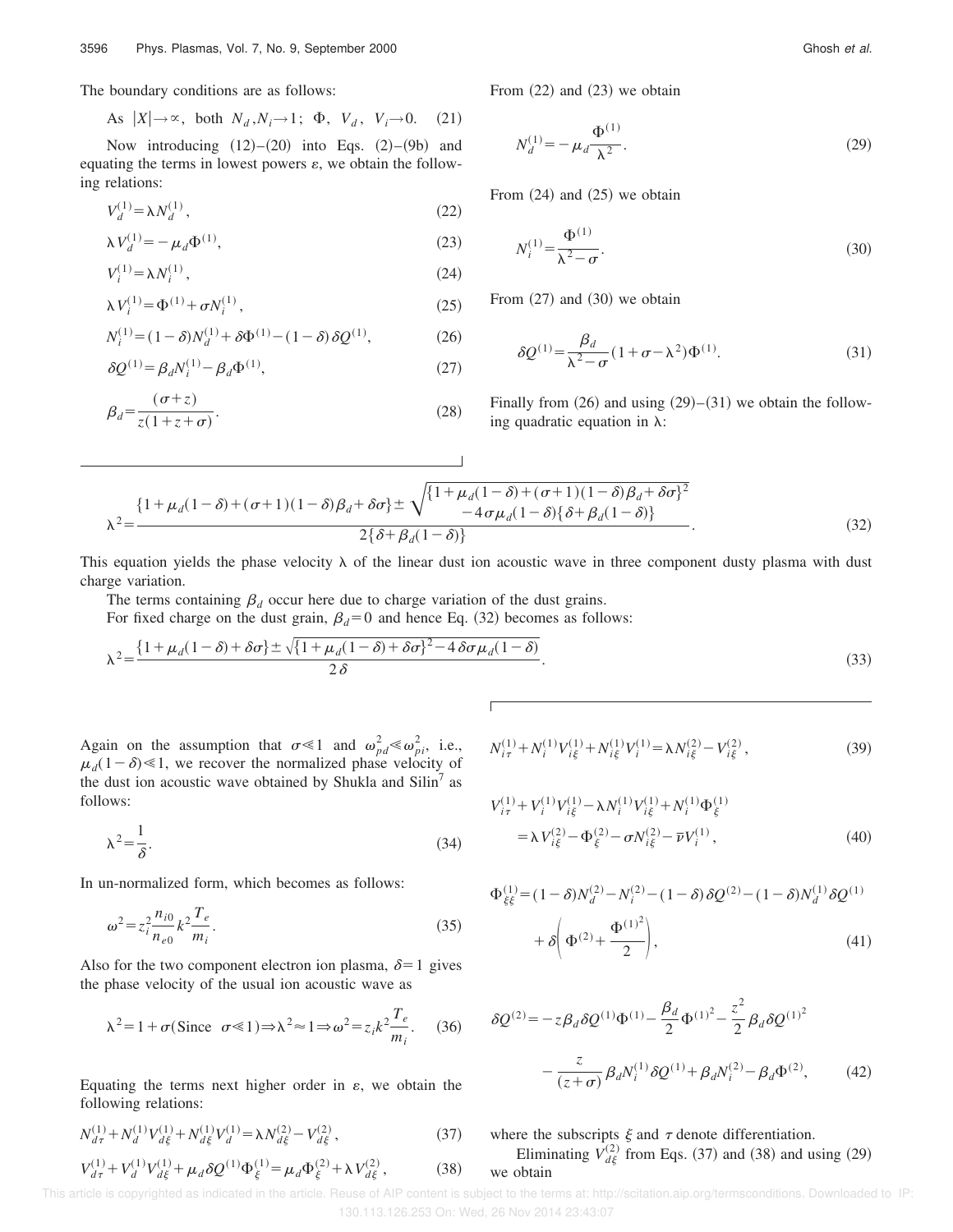The boundary conditions are as follows:

$$\text{As } |X|\to\infty, \text{ both } N_d, N_i \to 1;\ \Phi,\ V_d,\ V_i \to 0. \tag{21}$$

Now introducing (12)–(20) into Eqs. (2)–(9b) and equating the terms in lowest powers $\varepsilon$, we obtain the following relations:

$$V_d^{(1)} = \lambda N_d^{(1)}, \tag{22}$$

$$\lambda V_d^{(1)} = -\mu_d \Phi^{(1)}, \tag{23}$$

$$V_i^{(1)} = \lambda N_i^{(1)}, \tag{24}$$

$$\lambda V_i^{(1)} = \Phi^{(1)} + \sigma N_i^{(1)}, \tag{25}$$

$$N_i^{(1)} = (1-\delta) N_d^{(1)} + \delta \Phi^{(1)} - (1-\delta)\delta Q^{(1)}, \tag{26}$$

$$\delta Q^{(1)} = \beta_d N_i^{(1)} - \beta_d \Phi^{(1)}, \tag{27}$$

$$\beta_d = \frac{(\sigma + z)}{z(1+z+\sigma)}. \tag{28}$$

From (22) and (23) we obtain

$$N_d^{(1)} = -\mu_d \frac{\Phi^{(1)}}{\lambda^2}. \tag{29}$$

From (24) and (25) we obtain

$$N_i^{(1)} = \frac{\Phi^{(1)}}{\lambda^2 - \sigma}. \tag{30}$$

From (27) and (30) we obtain

$$\delta Q^{(1)} = \frac{\beta_d}{\lambda^2 - \sigma}(1+\sigma-\lambda^2)\Phi^{(1)}. \tag{31}$$

Finally from (26) and using (29)–(31) we obtain the following quadratic equation in $\lambda$:

$$\lambda^2 = \frac{\{1+\mu_d(1-\delta)+(\sigma+1)(1-\delta)\beta_d+\delta\sigma\} \pm \sqrt{\{1+\mu_d(1-\delta)+(\sigma+1)(1-\delta)\beta_d+\delta\sigma\}^2 - 4\sigma\mu_d(1-\delta)\{\delta+\beta_d(1-\delta)\}}}{2\{\delta+\beta_d(1-\delta)\}}. \tag{32}$$

This equation yields the phase velocity $\lambda$ of the linear dust ion acoustic wave in three component dusty plasma with dust charge variation.

The terms containing $\beta_d$ occur here due to charge variation of the dust grains.

For fixed charge on the dust grain, $\beta_d = 0$ and hence Eq. (32) becomes as follows:

$$\lambda^2 = \frac{\{1+\mu_d(1-\delta)+\delta\sigma\} \pm \sqrt{\{1+\mu_d(1-\delta)+\delta\sigma\}^2 - 4\delta\sigma\mu_d(1-\delta)}}{2\delta}. \tag{33}$$

Again on the assumption that $\sigma \ll 1$ and $\omega_{pd}^2 \ll \omega_{pi}^2$, i.e., $\mu_d(1-\delta) \ll 1$, we recover the normalized phase velocity of the dust ion acoustic wave obtained by Shukla and Silin[7] as follows:

$$\lambda^2 = \frac{1}{\delta}. \tag{34}$$

In un-normalized form, which becomes as follows:

$$\omega^2 = z_i^2 \frac{n_{i0}}{n_{e0}} k^2 \frac{T_e}{m_i}. \tag{35}$$

Also for the two component electron ion plasma, $\delta = 1$ gives the phase velocity of the usual ion acoustic wave as

$$\lambda^2 = 1 + \sigma (\text{Since } \sigma \ll 1) \Rightarrow \lambda^2 \approx 1 \Rightarrow \omega^2 = z_i k^2 \frac{T_e}{m_i}. \tag{36}$$

Equating the terms next higher order in $\varepsilon$, we obtain the following relations:

$$N_{d\tau}^{(1)} + N_d^{(1)} V_{d\xi}^{(1)} + N_{d\xi}^{(1)} V_d^{(1)} = \lambda N_{d\xi}^{(2)} - V_{d\xi}^{(2)}, \tag{37}$$

$$V_{d\tau}^{(1)} + V_d^{(1)} V_{d\xi}^{(1)} + \mu_d \delta Q^{(1)} \Phi_\xi^{(1)} = \mu_d \Phi_\xi^{(2)} + \lambda V_{d\xi}^{(2)}, \tag{38}$$

$$N_{i\tau}^{(1)} + N_i^{(1)} V_{i\xi}^{(1)} + N_{i\xi}^{(1)} V_i^{(1)} = \lambda N_{i\xi}^{(2)} - V_{i\xi}^{(2)}, \tag{39}$$

$$V_{i\tau}^{(1)} + V_i^{(1)} V_{i\xi}^{(1)} - \lambda N_i^{(1)} V_{i\xi}^{(1)} + N_i^{(1)} \Phi_\xi^{(1)} = \lambda V_{i\xi}^{(2)} - \Phi_\xi^{(2)} - \sigma N_{i\xi}^{(2)} - \bar{\nu} V_i^{(1)}, \tag{40}$$

$$\Phi_{\xi\xi}^{(1)} = (1-\delta) N_d^{(2)} - N_i^{(2)} - (1-\delta)\delta Q^{(2)} - (1-\delta) N_d^{(1)} \delta Q^{(1)} + \delta\left(\Phi^{(2)} + \frac{\Phi^{(1)^2}}{2}\right), \tag{41}$$

$$\delta Q^{(2)} = -z\beta_d \delta Q^{(1)} \Phi^{(1)} - \frac{\beta_d}{2}\Phi^{(1)^2} - \frac{z^2}{2}\beta_d \delta Q^{(1)^2} - \frac{z}{(z+\sigma)}\beta_d N_i^{(1)} \delta Q^{(1)} + \beta_d N_i^{(2)} - \beta_d \Phi^{(2)}, \tag{42}$$

where the subscripts $\xi$ and $\tau$ denote differentiation.

Eliminating $V_{d\xi}^{(2)}$ from Eqs. (37) and (38) and using (29) we obtain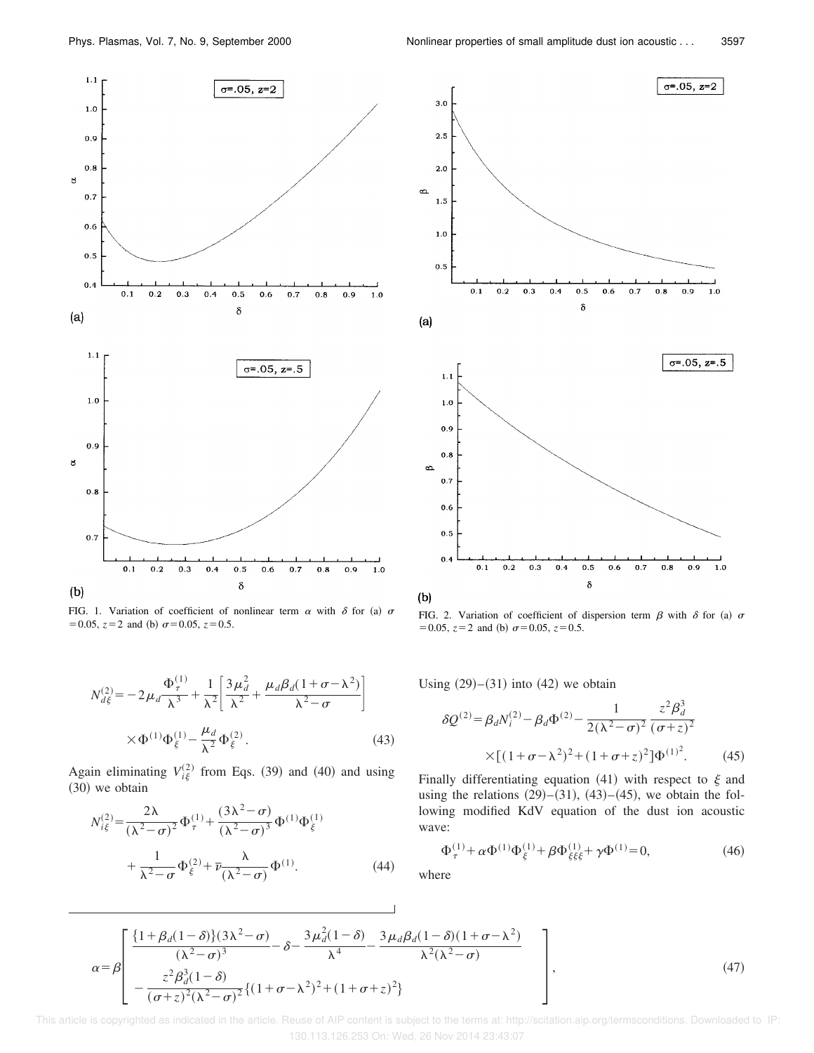FIG. 1. Variation of coefficient of nonlinear term $\alpha$ with $\delta$ for (a) $\sigma = 0.05$, $z = 2$ and (b) $\sigma = 0.05$, $z = 0.5$.

FIG. 2. Variation of coefficient of dispersion term $\beta$ with $\delta$ for (a) $\sigma = 0.05$, $z = 2$ and (b) $\sigma = 0.05$, $z = 0.5$.

$$N_{d\xi}^{(2)} = -2\mu_d \frac{\Phi_\tau^{(1)}}{\lambda^3} + \frac{1}{\lambda^2}\left[\frac{3\mu_d^2}{\lambda^2} + \frac{\mu_d \beta_d (1+\sigma-\lambda^2)}{\lambda^2-\sigma}\right] \times \Phi^{(1)}\Phi_\xi^{(1)} - \frac{\mu_d}{\lambda^2}\Phi_\xi^{(2)}. \tag{43}$$

Again eliminating $V_{i\xi}^{(2)}$ from Eqs. (39) and (40) and using (30) we obtain

$$N_{i\xi}^{(2)} = \frac{2\lambda}{(\lambda^2-\sigma)^2}\Phi_\tau^{(1)} + \frac{(3\lambda^2-\sigma)}{(\lambda^2-\sigma)^3}\Phi^{(1)}\Phi_\xi^{(1)} + \frac{1}{\lambda^2-\sigma}\Phi_\xi^{(2)} + \bar{\nu}\frac{\lambda}{(\lambda^2-\sigma)}\Phi^{(1)}. \tag{44}$$

Using (29)–(31) into (42) we obtain

$$\delta Q^{(2)} = \beta_d N_i^{(2)} - \beta_d \Phi^{(2)} - \frac{1}{2(\lambda^2-\sigma)^2}\frac{z^2\beta_d^3}{(\sigma+z)^2} \times [(1+\sigma-\lambda^2)^2 + (1+\sigma+z)^2]\Phi^{(1)^2}. \tag{45}$$

Finally differentiating equation (41) with respect to $\xi$ and using the relations (29)–(31), (43)–(45), we obtain the following modified KdV equation of the dust ion acoustic wave:

$$\Phi_\tau^{(1)} + \alpha\Phi^{(1)}\Phi_\xi^{(1)} + \beta\Phi_{\xi\xi\xi}^{(1)} + \gamma\Phi^{(1)} = 0, \tag{46}$$

where

$$\alpha = \beta\left[\frac{\{1+\beta_d(1-\delta)\}(3\lambda^2-\sigma)}{(\lambda^2-\sigma)^3} - \delta - \frac{3\mu_d^2(1-\delta)}{\lambda^4} - \frac{3\mu_d\beta_d(1-\delta)(1+\sigma-\lambda^2)}{\lambda^2(\lambda^2-\sigma)} - \frac{z^2\beta_d^3(1-\delta)}{(\sigma+z)^2(\lambda^2-\sigma)^2}\{(1+\sigma-\lambda^2)^2 + (1+\sigma+z)^2\}\right], \tag{47}$$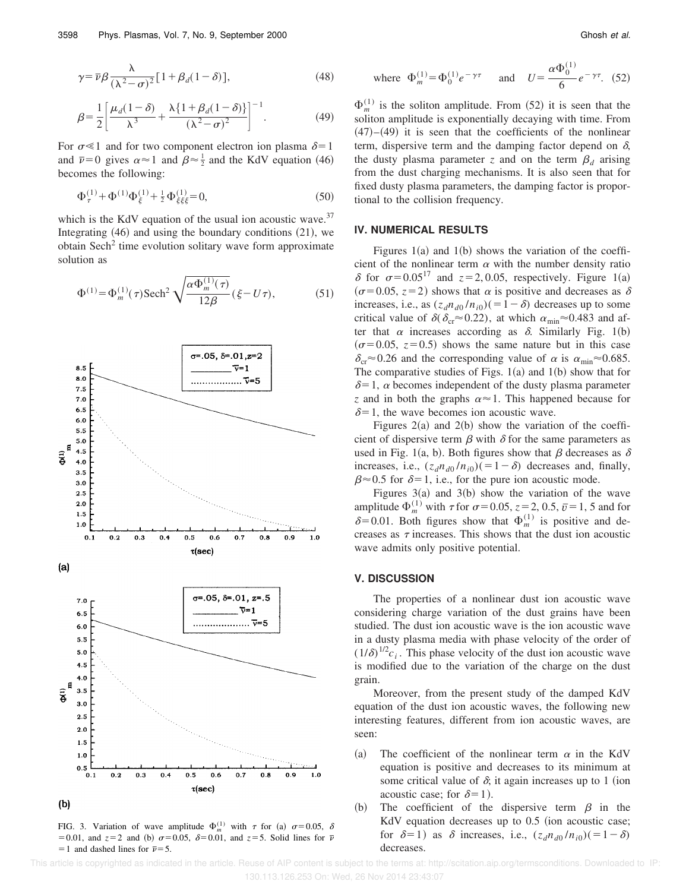$$\gamma = \bar{\nu}\beta \frac{\lambda}{(\lambda^2 - \sigma)^2}[1 + \beta_d(1-\delta)], \tag{48}$$

$$\beta = \frac{1}{2}\left[\frac{\mu_d(1-\delta)}{\lambda^3} + \frac{\lambda\{1+\beta_d(1-\delta)\}}{(\lambda^2-\sigma)^2}\right]^{-1}. \tag{49}$$

For $\sigma \ll 1$ and for two component electron ion plasma $\delta = 1$ and $\bar{\nu} = 0$ gives $\alpha \approx 1$ and $\beta \approx \frac{1}{2}$ and the KdV equation (46) becomes the following:

$$\Phi_\tau^{(1)} + \Phi^{(1)}\Phi_\xi^{(1)} + \tfrac{1}{2}\Phi_{\xi\xi\xi}^{(1)} = 0, \tag{50}$$

which is the KdV equation of the usual ion acoustic wave.[37] Integrating (46) and using the boundary conditions (21), we obtain $\mathrm{Sech}^2$ time evolution solitary wave form approximate solution as

$$\Phi^{(1)} = \Phi_m^{(1)}(\tau)\mathrm{Sech}^2\sqrt{\frac{\alpha\Phi_m^{(1)}(\tau)}{12\beta}}(\xi - U\tau), \tag{51}$$

where $\Phi_m^{(1)} = \Phi_0^{(1)}e^{-\gamma\tau}$ and $U = \dfrac{\alpha\Phi_0^{(1)}}{6}e^{-\gamma\tau}$. (52)

$\Phi_m^{(1)}$ is the soliton amplitude. From (52) it is seen that the soliton amplitude is exponentially decaying with time. From (47)–(49) it is seen that the coefficients of the nonlinear term, dispersive term and the damping factor depend on $\delta$, the dusty plasma parameter $z$ and on the term $\beta_d$ arising from the dust charging mechanisms. It is also seen that for fixed dusty plasma parameters, the damping factor is proportional to the collision frequency.

FIG. 3. Variation of wave amplitude $\Phi_m^{(1)}$ with $\tau$ for (a) $\sigma = 0.05$, $\delta = 0.01$, and $z = 2$ and (b) $\sigma = 0.05$, $\delta = 0.01$, and $z = 5$. Solid lines for $\bar{\nu} = 1$ and dashed lines for $\bar{\nu} = 5$.

## IV. NUMERICAL RESULTS

Figures 1(a) and 1(b) shows the variation of the coefficient of the nonlinear term $\alpha$ with the number density ratio $\delta$ for $\sigma = 0.05$[17] and $z = 2, 0.05$, respectively. Figure 1(a) ($\sigma = 0.05$, $z = 2$) shows that $\alpha$ is positive and decreases as $\delta$ increases, i.e., as $(z_d n_{d0}/n_{i0})(=1-\delta)$ decreases up to some critical value of $\delta(\delta_{\mathrm{cr}} \approx 0.22)$, at which $\alpha_{\min} \approx 0.483$ and after that $\alpha$ increases according as $\delta$. Similarly Fig. 1(b) ($\sigma = 0.05$, $z = 0.5$) shows the same nature but in this case $\delta_{\mathrm{cr}} \approx 0.26$ and the corresponding value of $\alpha$ is $\alpha_{\min} \approx 0.685$. The comparative studies of Figs. 1(a) and 1(b) show that for $\delta = 1$, $\alpha$ becomes independent of the dusty plasma parameter $z$ and in both the graphs $\alpha \approx 1$. This happened because for $\delta = 1$, the wave becomes ion acoustic wave.

Figures 2(a) and 2(b) show the variation of the coefficient of dispersive term $\beta$ with $\delta$ for the same parameters as used in Fig. 1(a, b). Both figures show that $\beta$ decreases as $\delta$ increases, i.e., $(z_d n_{d0}/n_{i0})(=1-\delta)$ decreases and, finally, $\beta \approx 0.5$ for $\delta = 1$, i.e., for the pure ion acoustic mode.

Figures 3(a) and 3(b) show the variation of the wave amplitude $\Phi_m^{(1)}$ with $\tau$ for $\sigma = 0.05$, $z = 2$, 0.5, $\bar{\nu} = 1$, 5 and for $\delta = 0.01$. Both figures show that $\Phi_m^{(1)}$ is positive and decreases as $\tau$ increases. This shows that the dust ion acoustic wave admits only positive potential.

## V. DISCUSSION

The properties of a nonlinear dust ion acoustic wave considering charge variation of the dust grains have been studied. The dust ion acoustic wave is the ion acoustic wave in a dusty plasma media with phase velocity of the order of $(1/\delta)^{1/2}c_i$. This phase velocity of the dust ion acoustic wave is modified due to the variation of the charge on the dust grain.

Moreover, from the present study of the damped KdV equation of the dust ion acoustic waves, the following new interesting features, different from ion acoustic waves, are seen:

(a) The coefficient of the nonlinear term $\alpha$ in the KdV equation is positive and decreases to its minimum at some critical value of $\delta$; it again increases up to 1 (ion acoustic case; for $\delta = 1$).

(b) The coefficient of the dispersive term $\beta$ in the KdV equation decreases up to 0.5 (ion acoustic case; for $\delta = 1$) as $\delta$ increases, i.e., $(z_d n_{d0}/n_{i0})(=1-\delta)$ decreases.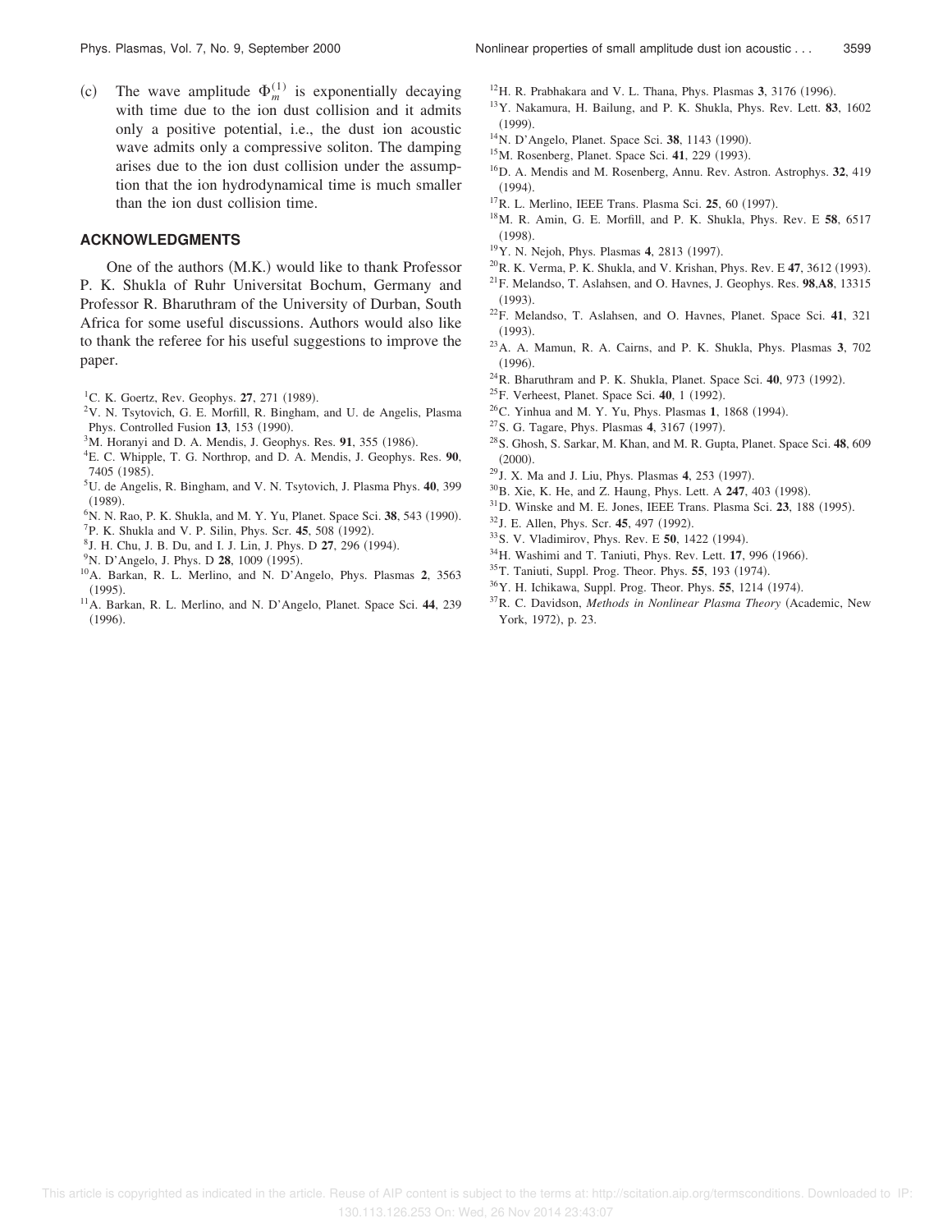(c) The wave amplitude $\Phi_m^{(1)}$ is exponentially decaying with time due to the ion dust collision and it admits only a positive potential, i.e., the dust ion acoustic wave admits only a compressive soliton. The damping arises due to the ion dust collision under the assumption that the ion hydrodynamical time is much smaller than the ion dust collision time.

## ACKNOWLEDGMENTS

One of the authors (M.K.) would like to thank Professor P. K. Shukla of Ruhr Universitat Bochum, Germany and Professor R. Bharuthram of the University of Durban, South Africa for some useful discussions. Authors would also like to thank the referee for his useful suggestions to improve the paper.

[1] C. K. Goertz, Rev. Geophys. **27**, 271 (1989).
[2] V. N. Tsytovich, G. E. Morfill, R. Bingham, and U. de Angelis, Plasma Phys. Controlled Fusion **13**, 153 (1990).
[3] M. Horanyi and D. A. Mendis, J. Geophys. Res. **91**, 355 (1986).
[4] E. C. Whipple, T. G. Northrop, and D. A. Mendis, J. Geophys. Res. **90**, 7405 (1985).
[5] U. de Angelis, R. Bingham, and V. N. Tsytovich, J. Plasma Phys. **40**, 399 (1989).
[6] N. N. Rao, P. K. Shukla, and M. Y. Yu, Planet. Space Sci. **38**, 543 (1990).
[7] P. K. Shukla and V. P. Silin, Phys. Scr. **45**, 508 (1992).
[8] J. H. Chu, J. B. Du, and I. J. Lin, J. Phys. D **27**, 296 (1994).
[9] N. D'Angelo, J. Phys. D **28**, 1009 (1995).
[10] A. Barkan, R. L. Merlino, and N. D'Angelo, Phys. Plasmas **2**, 3563 (1995).
[11] A. Barkan, R. L. Merlino, and N. D'Angelo, Planet. Space Sci. **44**, 239 (1996).
[12] H. R. Prabhakara and V. L. Thana, Phys. Plasmas **3**, 3176 (1996).
[13] Y. Nakamura, H. Bailung, and P. K. Shukla, Phys. Rev. Lett. **83**, 1602 (1999).
[14] N. D'Angelo, Planet. Space Sci. **38**, 1143 (1990).
[15] M. Rosenberg, Planet. Space Sci. **41**, 229 (1993).
[16] D. A. Mendis and M. Rosenberg, Annu. Rev. Astron. Astrophys. **32**, 419 (1994).
[17] R. L. Merlino, IEEE Trans. Plasma Sci. **25**, 60 (1997).
[18] M. R. Amin, G. E. Morfill, and P. K. Shukla, Phys. Rev. E **58**, 6517 (1998).
[19] Y. N. Nejoh, Phys. Plasmas **4**, 2813 (1997).
[20] R. K. Verma, P. K. Shukla, and V. Krishan, Phys. Rev. E **47**, 3612 (1993).
[21] F. Melandso, T. Aslahsen, and O. Havnes, J. Geophys. Res. **98**,**A8**, 13315 (1993).
[22] F. Melandso, T. Aslahsen, and O. Havnes, Planet. Space Sci. **41**, 321 (1993).
[23] A. A. Mamun, R. A. Cairns, and P. K. Shukla, Phys. Plasmas **3**, 702 (1996).
[24] R. Bharuthram and P. K. Shukla, Planet. Space Sci. **40**, 973 (1992).
[25] F. Verheest, Planet. Space Sci. **40**, 1 (1992).
[26] C. Yinhua and M. Y. Yu, Phys. Plasmas **1**, 1868 (1994).
[27] S. G. Tagare, Phys. Plasmas **4**, 3167 (1997).
[28] S. Ghosh, S. Sarkar, M. Khan, and M. R. Gupta, Planet. Space Sci. **48**, 609 (2000).
[29] J. X. Ma and J. Liu, Phys. Plasmas **4**, 253 (1997).
[30] B. Xie, K. He, and Z. Haung, Phys. Lett. A **247**, 403 (1998).
[31] D. Winske and M. E. Jones, IEEE Trans. Plasma Sci. **23**, 188 (1995).
[32] J. E. Allen, Phys. Scr. **45**, 497 (1992).
[33] S. V. Vladimirov, Phys. Rev. E **50**, 1422 (1994).
[34] H. Washimi and T. Taniuti, Phys. Rev. Lett. **17**, 996 (1966).
[35] T. Taniuti, Suppl. Prog. Theor. Phys. **55**, 193 (1974).
[36] Y. H. Ichikawa, Suppl. Prog. Theor. Phys. **55**, 1214 (1974).
[37] R. C. Davidson, *Methods in Nonlinear Plasma Theory* (Academic, New York, 1972), p. 23.